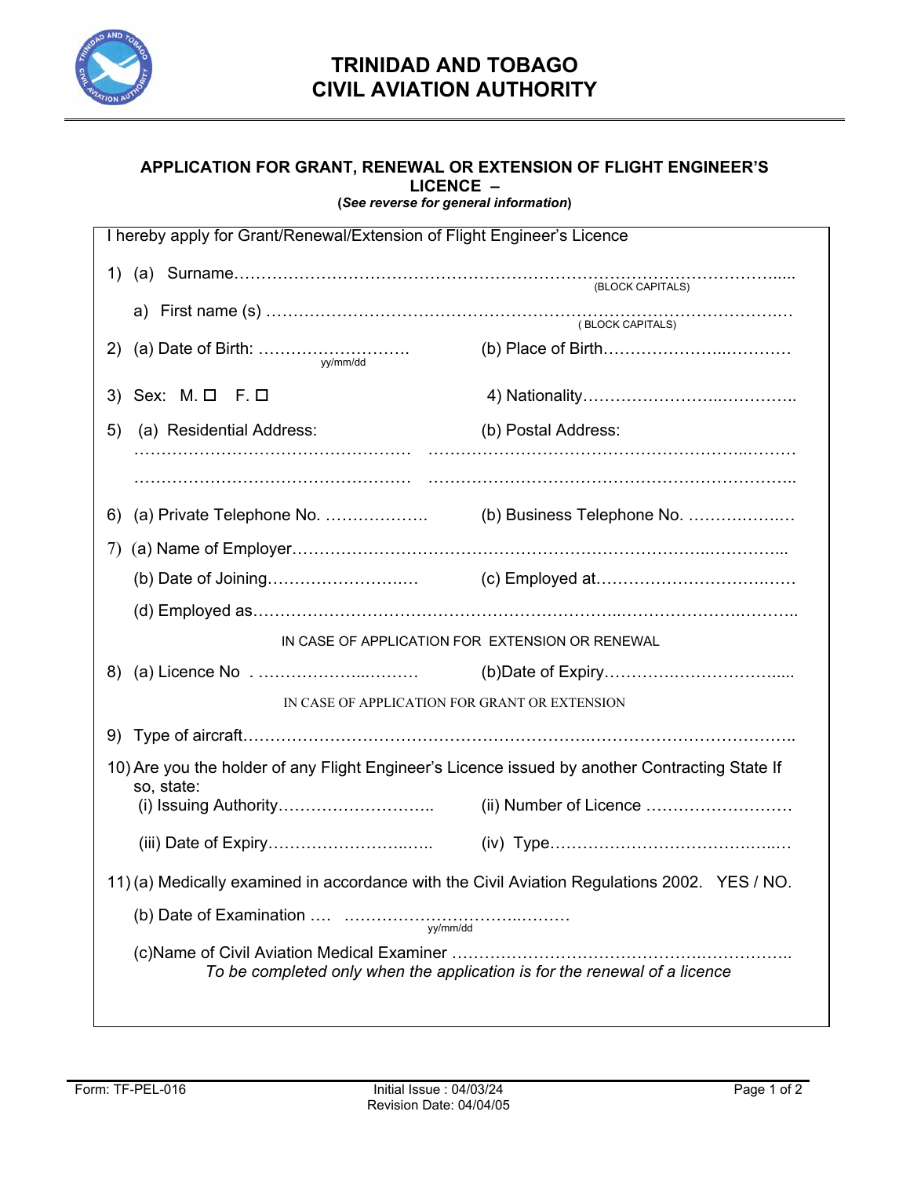# TRINIDAD AND TOBAGO CIVIL AVIATION AUTHORITY

## APPLICATION FOR GRANT, RENEWAL OR EXTENSION OF FLIGHT ENGINEER'S LICENCE –

(*See reverse for general information*)

I hereby apply for Grant/Renewal/Extension of Flight Engineer's Licence

1) (a) Surname…………………………………………………………………………………………….....
(BLOCK CAPITALS)

a) First name (s) ………………………………………………………………………………….…
( BLOCK CAPITALS)

2) (a) Date of Birth: ……………….………. (yy/mm/dd) (b) Place of Birth………………..…………

3) Sex: M. ☐ F. ☐ 4) Nationality…………………….…………..

5) (a) Residential Address: (b) Postal Address:

……………………………………………… ………………………………………………..………

……………………………………………… ………………………………………………………..

6) (a) Private Telephone No. ………………. (b) Business Telephone No. ……….……..…

7) (a) Name of Employer…………………………………………………………..…………...

(b) Date of Joining…………………….…. (c) Employed at……………………….………

(d) Employed as…………………………………………………..…………………….………..

IN CASE OF APPLICATION FOR EXTENSION OR RENEWAL

8) (a) Licence No . …………………..……… (b)Date of Expiry…………….……………......

IN CASE OF APPLICATION FOR GRANT OR EXTENSION

9) Type of aircraft………………………………………………….……………………………..

10) Are you the holder of any Flight Engineer's Licence issued by another Contracting State If so, state:

(i) Issuing Authority……………………….. (ii) Number of Licence ………………………

(iii) Date of Expiry…………………..….. (iv) Type……………………………….…..…

11) (a) Medically examined in accordance with the Civil Aviation Regulations 2002. YES / NO.

(b) Date of Examination …. …………………………..……… (yy/mm/dd)

(c)Name of Civil Aviation Medical Examiner ……………………………………….……………..

*To be completed only when the application is for the renewal of a licence*

Form: TF-PEL-016 Initial Issue : 04/03/24 Revision Date: 04/04/05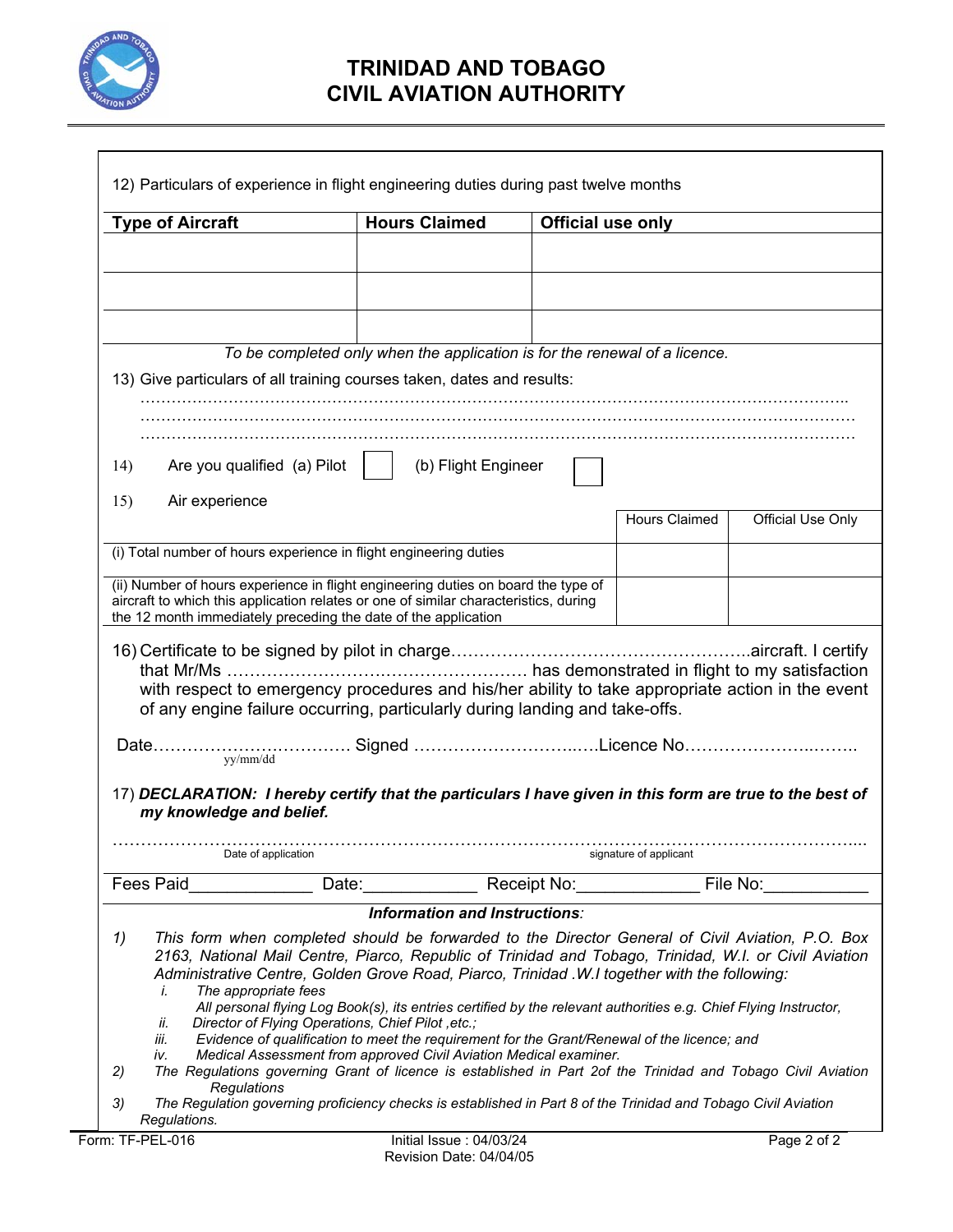# TRINIDAD AND TOBAGO
# CIVIL AVIATION AUTHORITY

12) Particulars of experience in flight engineering duties during past twelve months

| Type of Aircraft | Hours Claimed | Official use only |
|---|---|---|
| | | |
| | | |
| | | |

*To be completed only when the application is for the renewal of a licence.*

13) Give particulars of all training courses taken, dates and results:

……………………………………………………………………………………………………………………………..
……………………………………………………………………………………………………………………………
……………………………………………………………………………………………………………………………

14) Are you qualified (a) Pilot ☐ (b) Flight Engineer ☐

15) Air experience

| | Hours Claimed | Official Use Only |
|---|---|---|
| (i) Total number of hours experience in flight engineering duties | | |
| (ii) Number of hours experience in flight engineering duties on board the type of aircraft to which this application relates or one of similar characteristics, during the 12 month immediately preceding the date of the application | | |

16) Certificate to be signed by pilot in charge……………………………………………..aircraft. I certify that Mr/Ms ……………………………………………… has demonstrated in flight to my satisfaction with respect to emergency procedures and his/her ability to take appropriate action in the event of any engine failure occurring, particularly during landing and take-offs.

Date……………………………… Signed ……………………….….Licence No…………………..……..
yy/mm/dd

17) ***DECLARATION: I hereby certify that the particulars I have given in this form are true to the best of my knowledge and belief.***

……………………………………………………………………………………………………………………….....
Date of application signature of applicant

Fees Paid____________ Date:___________ Receipt No:_____________ File No:___________

***Information and Instructions:***

1) *This form when completed should be forwarded to the Director General of Civil Aviation, P.O. Box 2163, National Mail Centre, Piarco, Republic of Trinidad and Tobago, Trinidad, W.I. or Civil Aviation Administrative Centre, Golden Grove Road, Piarco, Trinidad .W.I together with the following:*
   i. *The appropriate fees*
   ii. *All personal flying Log Book(s), its entries certified by the relevant authorities e.g. Chief Flying Instructor, Director of Flying Operations, Chief Pilot ,etc.;*
   iii. *Evidence of qualification to meet the requirement for the Grant/Renewal of the licence; and*
   iv. *Medical Assessment from approved Civil Aviation Medical examiner.*
2) *The Regulations governing Grant of licence is established in Part 2of the Trinidad and Tobago Civil Aviation Regulations*
3) *The Regulation governing proficiency checks is established in Part 8 of the Trinidad and Tobago Civil Aviation Regulations.*

Form: TF-PEL-016 Initial Issue : 04/03/24 Revision Date: 04/04/05